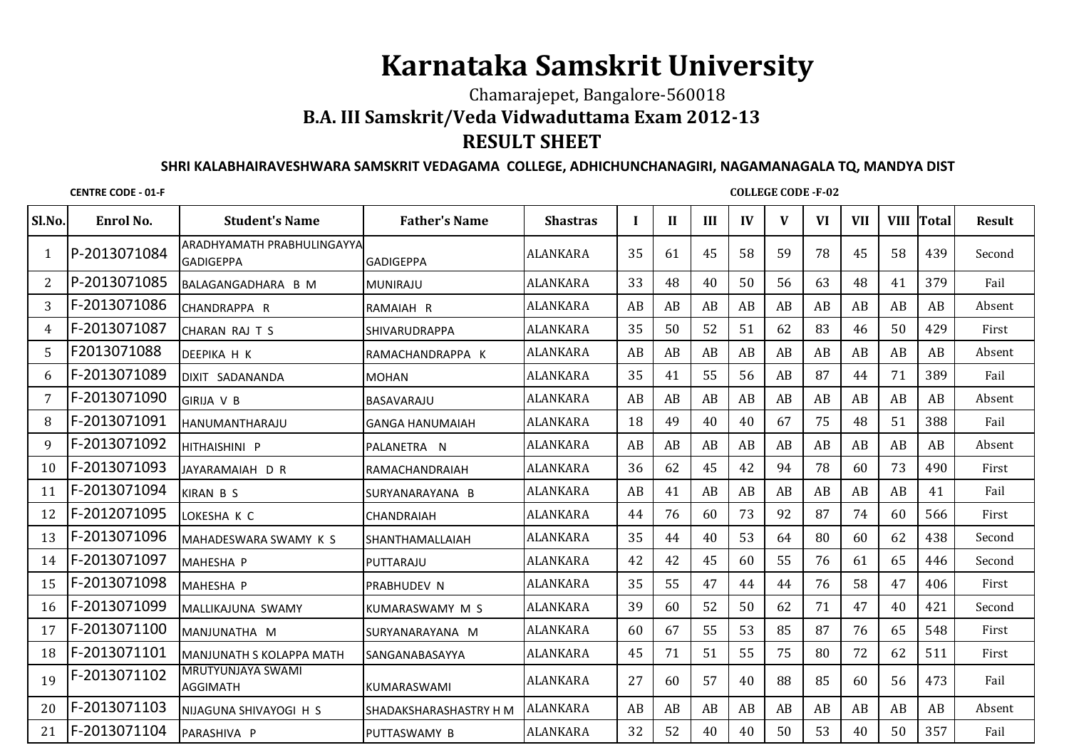# Karnataka Samskrit University

Chamarajepet, Bangalore-560018

## B.A. III Samskrit/Veda Vidwaduttama Exam 2012-13

## RESULT SHEET

**SHRI KALABHAIRAVESHWARA SAMSKRIT VEDAGAMA COLLEGE, ADHICHUNCHANAGIRI, NAGAMANAGALA TQ, MANDYA DIST**

**CENTRE CODE - 01-F** **COLLEGE CODE -F-02**

| Sl.No. | Enrol No. | Student's Name | Father's Name | Shastras | I | II | III | IV | V | VI | VII | VIII | Total | Result |
|---|---|---|---|---|---|---|---|---|---|---|---|---|---|---|
| 1 | P-2013071084 | ARADHYAMATH PRABHULINGAYYA GADIGEPPA | GADIGEPPA | ALANKARA | 35 | 61 | 45 | 58 | 59 | 78 | 45 | 58 | 439 | Second |
| 2 | P-2013071085 | BALAGANGADHARA B M | MUNIRAJU | ALANKARA | 33 | 48 | 40 | 50 | 56 | 63 | 48 | 41 | 379 | Fail |
| 3 | F-2013071086 | CHANDRAPPA R | RAMAIAH R | ALANKARA | AB | AB | AB | AB | AB | AB | AB | AB | AB | Absent |
| 4 | F-2013071087 | CHARAN RAJ T S | SHIVARUDRAPPA | ALANKARA | 35 | 50 | 52 | 51 | 62 | 83 | 46 | 50 | 429 | First |
| 5 | F2013071088 | DEEPIKA H K | RAMACHANDRAPPA K | ALANKARA | AB | AB | AB | AB | AB | AB | AB | AB | AB | Absent |
| 6 | F-2013071089 | DIXIT SADANANDA | MOHAN | ALANKARA | 35 | 41 | 55 | 56 | AB | 87 | 44 | 71 | 389 | Fail |
| 7 | F-2013071090 | GIRIJA V B | BASAVARAJU | ALANKARA | AB | AB | AB | AB | AB | AB | AB | AB | AB | Absent |
| 8 | F-2013071091 | HANUMANTHARAJU | GANGA HANUMAIAH | ALANKARA | 18 | 49 | 40 | 40 | 67 | 75 | 48 | 51 | 388 | Fail |
| 9 | F-2013071092 | HITHAISHINI P | PALANETRA N | ALANKARA | AB | AB | AB | AB | AB | AB | AB | AB | AB | Absent |
| 10 | F-2013071093 | JAYARAMAIAH D R | RAMACHANDRAIAH | ALANKARA | 36 | 62 | 45 | 42 | 94 | 78 | 60 | 73 | 490 | First |
| 11 | F-2013071094 | KIRAN B S | SURYANARAYANA B | ALANKARA | AB | 41 | AB | AB | AB | AB | AB | AB | 41 | Fail |
| 12 | F-2012071095 | LOKESHA K C | CHANDRAIAH | ALANKARA | 44 | 76 | 60 | 73 | 92 | 87 | 74 | 60 | 566 | First |
| 13 | F-2013071096 | MAHADESWARA SWAMY K S | SHANTHAMALLAIAH | ALANKARA | 35 | 44 | 40 | 53 | 64 | 80 | 60 | 62 | 438 | Second |
| 14 | F-2013071097 | MAHESHA P | PUTTARAJU | ALANKARA | 42 | 42 | 45 | 60 | 55 | 76 | 61 | 65 | 446 | Second |
| 15 | F-2013071098 | MAHESHA P | PRABHUDEV N | ALANKARA | 35 | 55 | 47 | 44 | 44 | 76 | 58 | 47 | 406 | First |
| 16 | F-2013071099 | MALLIKAJUNA SWAMY | KUMARASWAMY M S | ALANKARA | 39 | 60 | 52 | 50 | 62 | 71 | 47 | 40 | 421 | Second |
| 17 | F-2013071100 | MANJUNATHA M | SURYANARAYANA M | ALANKARA | 60 | 67 | 55 | 53 | 85 | 87 | 76 | 65 | 548 | First |
| 18 | F-2013071101 | MANJUNATH S KOLAPPA MATH | SANGANABASAYYA | ALANKARA | 45 | 71 | 51 | 55 | 75 | 80 | 72 | 62 | 511 | First |
| 19 | F-2013071102 | MRUTYUNJAYA SWAMI AGGIMATH | KUMARASWAMI | ALANKARA | 27 | 60 | 57 | 40 | 88 | 85 | 60 | 56 | 473 | Fail |
| 20 | F-2013071103 | NIJAGUNA SHIVAYOGI H S | SHADAKSHARASHASTRY H M | ALANKARA | AB | AB | AB | AB | AB | AB | AB | AB | AB | Absent |
| 21 | F-2013071104 | PARASHIVA P | PUTTASWAMY B | ALANKARA | 32 | 52 | 40 | 40 | 50 | 53 | 40 | 50 | 357 | Fail |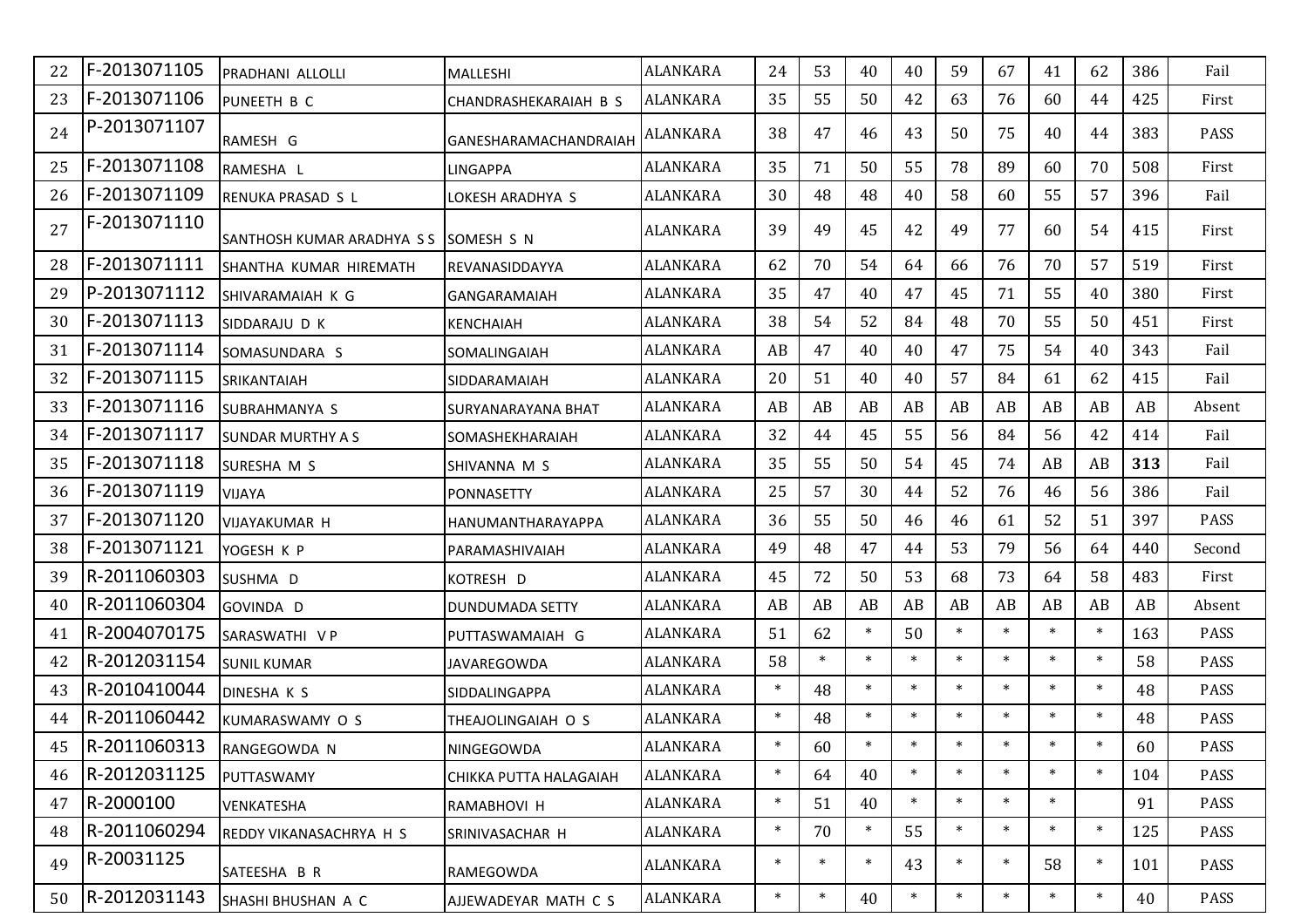| | | | | | | | | | | | | | | |
|---|---|---|---|---|---|---|---|---|---|---|---|---|---|---|
| 22 | F-2013071105 | PRADHANI ALLOLLI | MALLESHI | ALANKARA | 24 | 53 | 40 | 40 | 59 | 67 | 41 | 62 | 386 | Fail |
| 23 | F-2013071106 | PUNEETH B C | CHANDRASHEKARAIAH B S | ALANKARA | 35 | 55 | 50 | 42 | 63 | 76 | 60 | 44 | 425 | First |
| 24 | P-2013071107 | RAMESH G | GANESHARAMACHANDRAIAH | ALANKARA | 38 | 47 | 46 | 43 | 50 | 75 | 40 | 44 | 383 | PASS |
| 25 | F-2013071108 | RAMESHA L | LINGAPPA | ALANKARA | 35 | 71 | 50 | 55 | 78 | 89 | 60 | 70 | 508 | First |
| 26 | F-2013071109 | RENUKA PRASAD S L | LOKESH ARADHYA S | ALANKARA | 30 | 48 | 48 | 40 | 58 | 60 | 55 | 57 | 396 | Fail |
| 27 | F-2013071110 | SANTHOSH KUMAR ARADHYA S S | SOMESH S N | ALANKARA | 39 | 49 | 45 | 42 | 49 | 77 | 60 | 54 | 415 | First |
| 28 | F-2013071111 | SHANTHA KUMAR HIREMATH | REVANASIDDAYYA | ALANKARA | 62 | 70 | 54 | 64 | 66 | 76 | 70 | 57 | 519 | First |
| 29 | P-2013071112 | SHIVARAMAIAH K G | GANGARAMAIAH | ALANKARA | 35 | 47 | 40 | 47 | 45 | 71 | 55 | 40 | 380 | First |
| 30 | F-2013071113 | SIDDARAJU D K | KENCHAIAH | ALANKARA | 38 | 54 | 52 | 84 | 48 | 70 | 55 | 50 | 451 | First |
| 31 | F-2013071114 | SOMASUNDARA S | SOMALINGAIAH | ALANKARA | AB | 47 | 40 | 40 | 47 | 75 | 54 | 40 | 343 | Fail |
| 32 | F-2013071115 | SRIKANTAIAH | SIDDARAMAIAH | ALANKARA | 20 | 51 | 40 | 40 | 57 | 84 | 61 | 62 | 415 | Fail |
| 33 | F-2013071116 | SUBRAHMANYA S | SURYANARAYANA BHAT | ALANKARA | AB | AB | AB | AB | AB | AB | AB | AB | AB | Absent |
| 34 | F-2013071117 | SUNDAR MURTHY A S | SOMASHEKHARAIAH | ALANKARA | 32 | 44 | 45 | 55 | 56 | 84 | 56 | 42 | 414 | Fail |
| 35 | F-2013071118 | SURESHA M S | SHIVANNA M S | ALANKARA | 35 | 55 | 50 | 54 | 45 | 74 | AB | AB | **313** | Fail |
| 36 | F-2013071119 | VIJAYA | PONNASETTY | ALANKARA | 25 | 57 | 30 | 44 | 52 | 76 | 46 | 56 | 386 | Fail |
| 37 | F-2013071120 | VIJAYAKUMAR H | HANUMANTHARAYAPPA | ALANKARA | 36 | 55 | 50 | 46 | 46 | 61 | 52 | 51 | 397 | PASS |
| 38 | F-2013071121 | YOGESH K P | PARAMASHIVAIAH | ALANKARA | 49 | 48 | 47 | 44 | 53 | 79 | 56 | 64 | 440 | Second |
| 39 | R-2011060303 | SUSHMA D | KOTRESH D | ALANKARA | 45 | 72 | 50 | 53 | 68 | 73 | 64 | 58 | 483 | First |
| 40 | R-2011060304 | GOVINDA D | DUNDUMADA SETTY | ALANKARA | AB | AB | AB | AB | AB | AB | AB | AB | AB | Absent |
| 41 | R-2004070175 | SARASWATHI V P | PUTTASWAMAIAH G | ALANKARA | 51 | 62 | * | 50 | * | * | * | * | 163 | PASS |
| 42 | R-2012031154 | SUNIL KUMAR | JAVAREGOWDA | ALANKARA | 58 | * | * | * | * | * | * | * | 58 | PASS |
| 43 | R-2010410044 | DINESHA K S | SIDDALINGAPPA | ALANKARA | * | 48 | * | * | * | * | * | * | 48 | PASS |
| 44 | R-2011060442 | KUMARASWAMY O S | THEAJOLINGAIAH O S | ALANKARA | * | 48 | * | * | * | * | * | * | 48 | PASS |
| 45 | R-2011060313 | RANGEGOWDA N | NINGEGOWDA | ALANKARA | * | 60 | * | * | * | * | * | * | 60 | PASS |
| 46 | R-2012031125 | PUTTASWAMY | CHIKKA PUTTA HALAGAIAH | ALANKARA | * | 64 | 40 | * | * | * | * | * | 104 | PASS |
| 47 | R-2000100 | VENKATESHA | RAMABHOVI H | ALANKARA | * | 51 | 40 | * | * | * | * | | 91 | PASS |
| 48 | R-2011060294 | REDDY VIKANASACHRYA H S | SRINIVASACHAR H | ALANKARA | * | 70 | * | 55 | * | * | * | * | 125 | PASS |
| 49 | R-20031125 | SATEESHA B R | RAMEGOWDA | ALANKARA | * | * | * | 43 | * | * | 58 | * | 101 | PASS |
| 50 | R-2012031143 | SHASHI BHUSHAN A C | AJJEWADEYAR MATH C S | ALANKARA | * | * | 40 | * | * | * | * | * | 40 | PASS |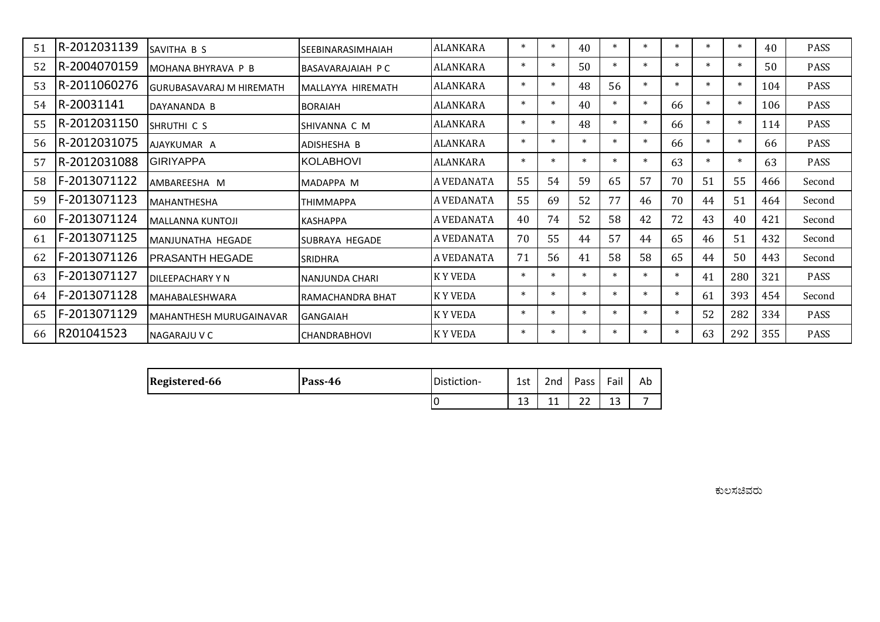| | | | | | | | | | | | | | | | |
|---|---|---|---|---|---|---|---|---|---|---|---|---|---|---|---|
| 51 | R-2012031139 | SAVITHA B S | SEEBINARASIMHAIAH | ALANKARA | * | * | 40 | * | * | * | * | * | 40 | PASS |
| 52 | R-2004070159 | MOHANA BHYRAVA P B | BASAVARAJAIAH P C | ALANKARA | * | * | 50 | * | * | * | * | * | 50 | PASS |
| 53 | R-2011060276 | GURUBASAVARAJ M HIREMATH | MALLAYYA HIREMATH | ALANKARA | * | * | 48 | 56 | * | * | * | * | 104 | PASS |
| 54 | R-20031141 | DAYANANDA B | BORAIAH | ALANKARA | * | * | 40 | * | * | 66 | * | * | 106 | PASS |
| 55 | R-2012031150 | SHRUTHI C S | SHIVANNA C M | ALANKARA | * | * | 48 | * | * | 66 | * | * | 114 | PASS |
| 56 | R-2012031075 | AJAYKUMAR A | ADISHESHA B | ALANKARA | * | * | * | * | * | 66 | * | * | 66 | PASS |
| 57 | R-2012031088 | GIRIYAPPA | KOLABHOVI | ALANKARA | * | * | * | * | * | 63 | * | * | 63 | PASS |
| 58 | F-2013071122 | AMBAREESHA M | MADAPPA M | A VEDANATA | 55 | 54 | 59 | 65 | 57 | 70 | 51 | 55 | 466 | Second |
| 59 | F-2013071123 | MAHANTHESHA | THIMMAPPA | A VEDANATA | 55 | 69 | 52 | 77 | 46 | 70 | 44 | 51 | 464 | Second |
| 60 | F-2013071124 | MALLANNA KUNTOJI | KASHAPPA | A VEDANATA | 40 | 74 | 52 | 58 | 42 | 72 | 43 | 40 | 421 | Second |
| 61 | F-2013071125 | MANJUNATHA HEGADE | SUBRAYA HEGADE | A VEDANATA | 70 | 55 | 44 | 57 | 44 | 65 | 46 | 51 | 432 | Second |
| 62 | F-2013071126 | PRASANTH HEGADE | SRIDHRA | A VEDANATA | 71 | 56 | 41 | 58 | 58 | 65 | 44 | 50 | 443 | Second |
| 63 | F-2013071127 | DILEEPACHARY Y N | NANJUNDA CHARI | K Y VEDA | * | * | * | * | * | * | 41 | 280 | 321 | PASS |
| 64 | F-2013071128 | MAHABALESHWARA | RAMACHANDRA BHAT | K Y VEDA | * | * | * | * | * | * | 61 | 393 | 454 | Second |
| 65 | F-2013071129 | MAHANTHESH MURUGAINAVAR | GANGAIAH | K Y VEDA | * | * | * | * | * | * | 52 | 282 | 334 | PASS |
| 66 | R201041523 | NAGARAJU V C | CHANDRABHOVI | K Y VEDA | * | * | * | * | * | * | 63 | 292 | 355 | PASS |

| Registered-66 | Pass-46 | Distiction- | 1st | 2nd | Pass | Fail | Ab |
|---|---|---|---|---|---|---|---|
| | | 0 | 13 | 11 | 22 | 13 | 7 |

ಕುಲಸಚಿವರು